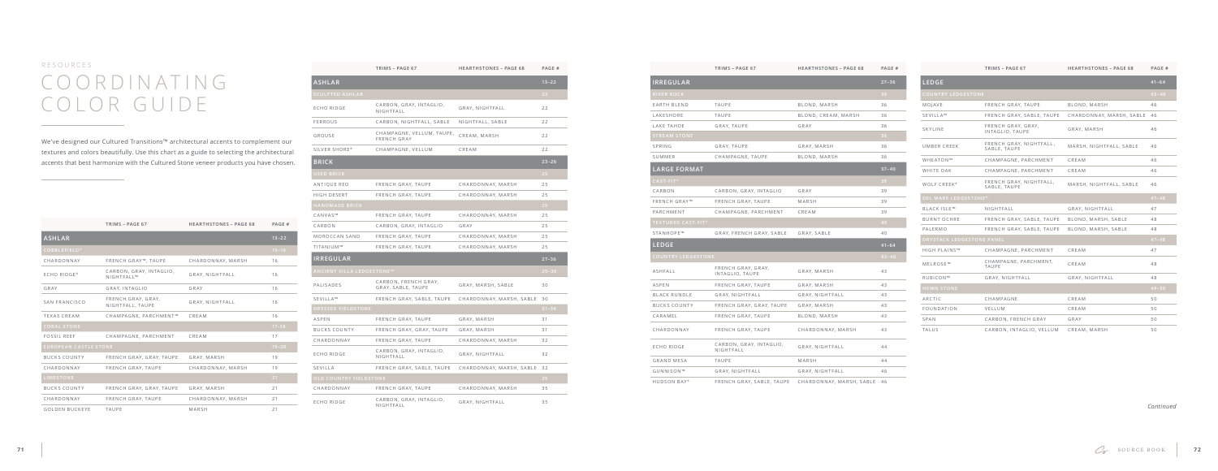RESOURCES

# COORDINATING COLOR GUIDE

We've designed our Cultured Transitions™ architectural accents to complement our textures and colors beautifully. Use this chart as a guide to selecting the architectural accents that best harmonize with the Cultured Stone veneer products you have chosen.

| | TRIMS – PAGE 67 | HEARTHSTONES – PAGE 68 | PAGE # |
|---|---|---|---|
| **ASHLAR** | | | 13–22 |
| COBBLEFIELD® | | | 15–16 |
| CHARDONNAY | FRENCH GRAY™, TAUPE | CHARDONNAY, MARSH | 16 |
| ECHO RIDGE® | CARBON, GRAY, INTAGLIO, NIGHTFALL™ | GRAY, NIGHTFALL | 16 |
| GRAY | GRAY, INTAGLIO | GRAY | 16 |
| SAN FRANCISCO | FRENCH GRAY, NIGHTFALL, TAUPE | GRAY, NIGHTFALL | 16 |
| TEXAS CREAM | CHAMPAGNE, PARCHMENT™ | CREAM | 16 |
| CORAL STONE | | | 17–18 |
| FOSSIL REEF | CHAMPAGNE, PARCHMENT | CREAM | 17 |
| EUROPEAN CASTLE STONE | | | 19–20 |
| BUCKS COUNTY | FRENCH GRAY, GRAY, TAUPE | GRAY, MARSH | 19 |
| CHARDONNAY | FRENCH GRAY, TAUPE | CHARDONNAY, MARSH | 19 |
| LIMESTONE | | | 21 |
| BUCKS COUNTY | FRENCH GRAY, GRAY, TAUPE | GRAY, MARSH | 21 |
| CHARDONNAY | FRENCH GRAY, TAUPE | CHARDONNAY, MARSH | 21 |
| GOLDEN BUCKEYE | TAUPE | MARSH | 21 |

| | TRIMS – PAGE 67 | HEARTHSTONES – PAGE 68 | PAGE # |
|---|---|---|---|
| **ASHLAR** | | | 13–22 |
| SCULPTED ASHLAR | | | 22 |
| ECHO RIDGE | CARBON, GRAY, INTAGLIO, NIGHTFALL | GRAY, NIGHTFALL | 22 |
| FERROUS | CARBON, NIGHTFALL, SABLE | NIGHTFALL, SABLE | 22 |
| GROUSE | CHAMPAGNE, VELLUM, TAUPE, FRENCH GRAY | CREAM, MARSH | 22 |
| SILVER SHORE® | CHAMPAGNE, VELLUM | CREAM | 22 |
| **BRICK** | | | 23–26 |
| USED BRICK | | | 25 |
| ANTIQUE RED | FRENCH GRAY, TAUPE | CHARDONNAY, MARSH | 25 |
| HIGH DESERT | FRENCH GRAY, TAUPE | CHARDONNAY, MARSH | 25 |
| HANDMADE BRICK | | | 25 |
| CANVAS™ | FRENCH GRAY, TAUPE | CHARDONNAY, MARSH | 25 |
| CARBON | CARBON, GRAY, INTAGLIO | GRAY | 25 |
| MOROCCAN SAND | FRENCH GRAY, TAUPE | CHARDONNAY, MARSH | 25 |
| TITANIUM™ | FRENCH GRAY, TAUPE | CHARDONNAY, MARSH | 25 |
| **IRREGULAR** | | | 27–36 |
| ANCIENT VILLA LEDGESTONE™ | | | 29–30 |
| PALISADES | CARBON, FRENCH GRAY, GRAY, SABLE, TAUPE | GRAY, MARSH, SABLE | 30 |
| SEVILLA™ | FRENCH GRAY, SABLE, TAUPE | CHARDONNAY, MARSH, SABLE | 30 |
| DRESSED FIELDSTONE | | | 31–34 |
| ASPEN | FRENCH GRAY, TAUPE | GRAY, MARSH | 31 |
| BUCKS COUNTY | FRENCH GRAY, GRAY, TAUPE | GRAY, MARSH | 31 |
| CHARDONNAY | FRENCH GRAY, TAUPE | CHARDONNAY, MARSH | 32 |
| ECHO RIDGE | CARBON, GRAY, INTAGLIO, NIGHTFALL | GRAY, NIGHTFALL | 32 |
| SEVILLA | FRENCH GRAY, SABLE, TAUPE | CHARDONNAY, MARSH, SABLE | 32 |
| OLD COUNTRY FIELDSTONE | | | 35 |
| CHARDONNAY | FRENCH GRAY, TAUPE | CHARDONNAY, MARSH | 35 |
| ECHO RIDGE | CARBON, GRAY, INTAGLIO, NIGHTFALL | GRAY, NIGHTFALL | 35 |

| | TRIMS – PAGE 67 | HEARTHSTONES – PAGE 68 | PAGE # |
|---|---|---|---|
| **IRREGULAR** | | | 27–36 |
| RIVER ROCK | | | 36 |
| EARTH BLEND | TAUPE | BLOND, MARSH | 36 |
| LAKESHORE | TAUPE | BLOND, CREAM, MARSH | 36 |
| LAKE TAHOE | GRAY, TAUPE | GRAY | 36 |
| STREAM STONE | | | 36 |
| SPRING | GRAY, TAUPE | GRAY, MARSH | 36 |
| SUMMER | CHAMPAGNE, TAUPE | BLOND, MARSH | 36 |
| **LARGE FORMAT** | | | 37–40 |
| CAST-FIT® | | | 39 |
| CARBON | CARBON, GRAY, INTAGLIO | GRAY | 39 |
| FRENCH GRAY™ | FRENCH GRAY, TAUPE | MARSH | 39 |
| PARCHMENT | CHAMPAGNE, PARCHMENT | CREAM | 39 |
| TEXTURED CAST-FIT® | | | 40 |
| STANHOPE™ | GRAY, FRENCH GRAY, SABLE | GRAY, SABLE | 40 |
| **LEDGE** | | | 41–64 |
| COUNTRY LEDGESTONE | | | 43–46 |
| ASHFALL | FRENCH GRAY, GRAY, INTAGLIO, TAUPE | GRAY, MARSH | 43 |
| ASPEN | FRENCH GRAY, TAUPE | GRAY, MARSH | 43 |
| BLACK RUNDLE | GRAY, NIGHTFALL | GRAY, NIGHTFALL | 43 |
| BUCKS COUNTY | FRENCH GRAY, GRAY, TAUPE | GRAY, MARSH | 43 |
| CARAMEL | FRENCH GRAY, TAUPE | BLOND, MARSH | 43 |
| CHARDONNAY | FRENCH GRAY, TAUPE | CHARDONNAY, MARSH | 43 |
| ECHO RIDGE | CARBON, GRAY, INTAGLIO, NIGHTFALL | GRAY, NIGHTFALL | 44 |
| GRAND MESA | TAUPE | MARSH | 44 |
| GUNNISON™ | GRAY, NIGHTFALL | GRAY, NIGHTFALL | 46 |
| HUDSON BAY® | FRENCH GRAY, SABLE, TAUPE | CHARDONNAY, MARSH, SABLE | 46 |

| | TRIMS – PAGE 67 | HEARTHSTONES – PAGE 68 | PAGE # |
|---|---|---|---|
| **LEDGE** | | | 41–64 |
| COUNTRY LEDGESTONE | | | 43–46 |
| MOJAVE | FRENCH GRAY, TAUPE | BLOND, MARSH | 46 |
| SEVILLA™ | FRENCH GRAY, SABLE, TAUPE | CHARDONNAY, MARSH, SABLE | 46 |
| SKYLINE | FRENCH GRAY, GRAY, INTAGLIO, TAUPE | GRAY, MARSH | 46 |
| UMBER CREEK | FRENCH GRAY, NIGHTFALL, SABLE, TAUPE | MARSH, NIGHTFALL, SABLE | 46 |
| WHEATON™ | CHAMPAGNE, PARCHMENT | CREAM | 46 |
| WHITE OAK | CHAMPAGNE, PARCHMENT | CREAM | 46 |
| WOLF CREEK® | FRENCH GRAY, NIGHTFALL, SABLE, TAUPE | MARSH, NIGHTFALL, SABLE | 46 |
| DEL MARÉ LEDGESTONE® | | | 47–48 |
| BLACK ISLE™ | NIGHTFALL | GRAY, NIGHTFALL | 47 |
| BURNT OCHRE | FRENCH GRAY, SABLE, TAUPE | BLOND, MARSH, SABLE | 48 |
| PALERMO | FRENCH GRAY, SABLE, TAUPE | BLOND, MARSH, SABLE | 48 |
| DRYSTACK LEDGESTONE PANEL | | | 47–48 |
| HIGH PLAINS™ | CHAMPAGNE, PARCHMENT | CREAM | 47 |
| MELROSE™ | CHAMPAGNE, PARCHMENT, TAUPE | CREAM | 48 |
| RUBICON™ | GRAY, NIGHTFALL | GRAY, NIGHTFALL | 48 |
| HEWN STONE | | | 49–50 |
| ARCTIC | CHAMPAGNE | CREAM | 50 |
| FOUNDATION | VELLUM | CREAM | 50 |
| SPAN | CARBON, FRENCH GRAY | GRAY | 50 |
| TALUS | CARBON, INTAGLIO, VELLUM | CREAM, MARSH | 50 |

*Continued*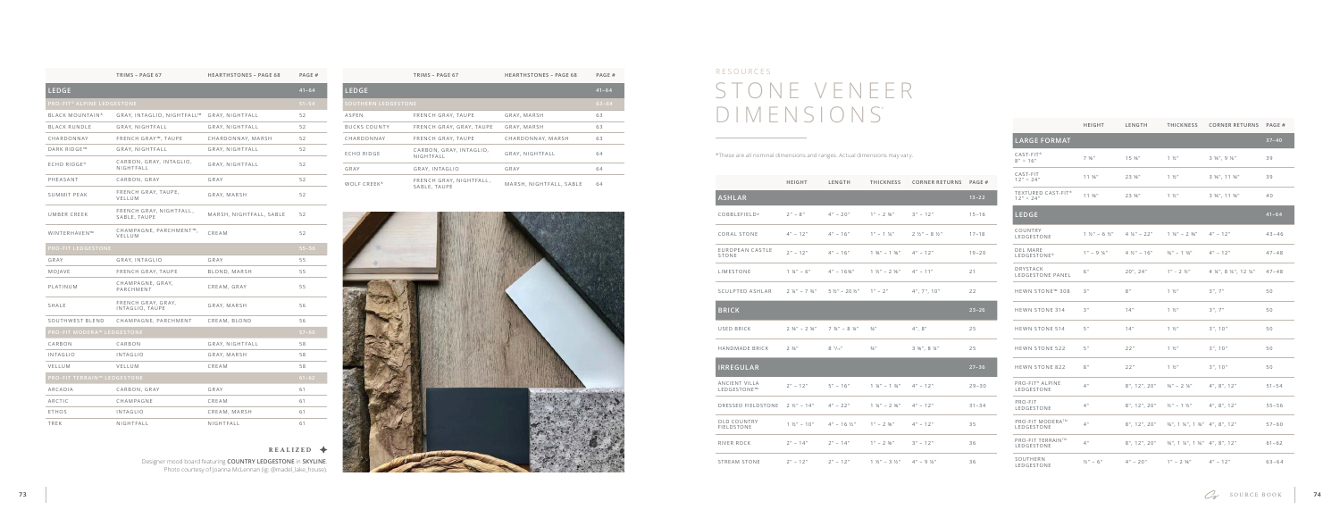| | TRIMS – PAGE 67 | HEARTHSTONES – PAGE 68 | PAGE # |
|---|---|---|---|
| **LEDGE** | | | 41–64 |
| **PRO-FIT® ALPINE LEDGESTONE** | | | 51–54 |
| BLACK MOUNTAIN® | GRAY, INTAGLIO, NIGHTFALL™ | GRAY, NIGHTFALL | 52 |
| BLACK RUNDLE | GRAY, NIGHTFALL | GRAY, NIGHTFALL | 52 |
| CHARDONNAY | FRENCH GRAY™, TAUPE | CHARDONNAY, MARSH | 52 |
| DARK RIDGE™ | GRAY, NIGHTFALL | GRAY, NIGHTFALL | 52 |
| ECHO RIDGE® | CARBON, GRAY, INTAGLIO, NIGHTFALL | GRAY, NIGHTFALL | 52 |
| PHEASANT | CARBON, GRAY | GRAY | 52 |
| SUMMIT PEAK | FRENCH GRAY, TAUPE, VELLUM | GRAY, MARSH | 52 |
| UMBER CREEK | FRENCH GRAY, NIGHTFALL, SABLE, TAUPE | MARSH, NIGHTFALL, SABLE | 52 |
| WINTERHAVEN™ | CHAMPAGNE, PARCHMENT™, VELLUM | CREAM | 52 |
| **PRO-FIT LEDGESTONE** | | | 55–56 |
| GRAY | GRAY, INTAGLIO | GRAY | 55 |
| MOJAVE | FRENCH GRAY, TAUPE | BLOND, MARSH | 55 |
| PLATINUM | CHAMPAGNE, GRAY, PARCHMENT | CREAM, GRAY | 55 |
| SHALE | FRENCH GRAY, GRAY, INTAGLIO, TAUPE | GRAY, MARSH | 56 |
| SOUTHWEST BLEND | CHAMPAGNE, PARCHMENT | CREAM, BLOND | 56 |
| **PRO-FIT MODERA® LEDGESTONE** | | | 57–60 |
| CARBON | CARBON | GRAY, NIGHTFALL | 58 |
| INTAGLIO | INTAGLIO | GRAY, MARSH | 58 |
| VELLUM | VELLUM | CREAM | 58 |
| **PRO-FIT TERRAIN™ LEDGESTONE** | | | 61–62 |
| ARCADIA | CARBON, GRAY | GRAY | 61 |
| ARCTIC | CHAMPAGNE | CREAM | 61 |
| ETHOS | INTAGLIO | CREAM, MARSH | 61 |
| TREK | NIGHTFALL | NIGHTFALL | 61 |

| | TRIMS – PAGE 67 | HEARTHSTONES – PAGE 68 | PAGE # |
|---|---|---|---|
| **LEDGE** | | | 41–64 |
| **SOUTHERN LEDGESTONE** | | | 63–64 |
| ASPEN | FRENCH GRAY, TAUPE | GRAY, MARSH | 63 |
| BUCKS COUNTY | FRENCH GRAY, GRAY, TAUPE | GRAY, MARSH | 63 |
| CHARDONNAY | FRENCH GRAY, TAUPE | CHARDONNAY, MARSH | 63 |
| ECHO RIDGE | CARBON, GRAY, INTAGLIO, NIGHTFALL | GRAY, NIGHTFALL | 64 |
| GRAY | GRAY, INTAGLIO | GRAY | 64 |
| WOLF CREEK® | FRENCH GRAY, NIGHTFALL, SABLE, TAUPE | MARSH, NIGHTFALL, SABLE | 64 |

**REALIZED**

Designer mood board featuring **COUNTRY LEDGESTONE** in **SKYLINE**. Photo courtesy of Joanna McLennan (@model_lake_house).

RESOURCES

# STONE VENEER DIMENSIONS*

*These are all nominal dimensions and ranges. Actual dimensions may vary.

| | HEIGHT | LENGTH | THICKNESS | CORNER RETURNS | PAGE # |
|---|---|---|---|---|---|
| **ASHLAR** | | | | | 13–22 |
| COBBLEFIELD® | 2" – 8" | 4" – 20" | 1" – 2 ⅝" | 3" – 12" | 15–16 |
| CORAL STONE | 4" – 12" | 4" – 16" | 1" – 1 ⅝" | 2 ½" – 8 ½" | 17–18 |
| EUROPEAN CASTLE STONE | 2" – 12" | 4" – 16" | 1 ⅜" – 1 ⅝" | 4" – 12" | 19–20 |
| LIMESTONE | 1 ⅜" – 6" | 4" – 16⅝" | 1 ½" – 2 ⅜" | 4" – 11" | 21 |
| SCULPTED ASHLAR | 2 ⅜" – 7 ⅜" | 5 ½" – 20 ½" | 1" – 2" | 4", 7", 10" | 22 |
| **BRICK** | | | | | 23–26 |
| USED BRICK | 2 ⅜" – 2 ⅜" | 7 ⅜" – 8 ⅜" | ⅜" | 4", 8" | 25 |
| HANDMADE BRICK | 2 ⅜" | 8 ⁵⁄₁₆" | ⅜" | 3 ⅜", 8 ⅜" | 25 |
| **IRREGULAR** | | | | | 27–36 |
| ANCIENT VILLA LEDGESTONE™ | 2" – 12" | 5" – 16" | 1 ⅜" – 1 ⅝" | 4" – 12" | 29–30 |
| DRESSED FIELDSTONE | 2 ½" – 14" | 4" – 22" | 1 ⅜" – 2 ⅜" | 4" – 12" | 31–34 |
| OLD COUNTRY FIELDSTONE | 1 ½" – 10" | 4" – 16 ½" | 1" – 2 ⅜" | 4" – 12" | 35 |
| RIVER ROCK | 2" – 14" | 2" – 14" | 1" – 2 ⅝" | 3" – 12" | 36 |
| STREAM STONE | 2" – 12" | 2" – 12" | 1 ½" – 3 ½" | 4" – 9 ⅛" | 36 |

| | HEIGHT | LENGTH | THICKNESS | CORNER RETURNS | PAGE # |
|---|---|---|---|---|---|
| **LARGE FORMAT** | | | | | 37–40 |
| CAST-FIT® 8" × 16" | 7 ⅜" | 15 ⅜" | 1 ½" | 3 ⅜", 9 ⅜" | 39 |
| CAST-FIT 12" × 24" | 11 ⅜" | 23 ⅜" | 1 ½" | 3 ⅜", 11 ⅜" | 39 |
| TEXTURED CAST-FIT® 12" × 24" | 11 ⅜" | 23 ⅜" | 1 ½" | 3 ⅜", 11 ⅜" | 40 |
| **LEDGE** | | | | | 41–64 |
| COUNTRY LEDGESTONE | 1 ½" – 6 ½" | 4 ¼" – 22" | 1 ⅜" – 2 ⅜" | 4" – 12" | 43–46 |
| DEL MARE LEDGESTONE® | 1" – 9 ⅜" | 4 ½" – 10" | ⅜" – 1 ⅝" | 4" – 12" | 47–48 |
| DRYSTACK LEDGESTONE PANEL | 6" | 20", 24" | 1" – 2 ½" | 4 ⅜", 8 ⅜", 12 ⅜" | 47–48 |
| HEWN STONE™ 308 | 3" | 8" | 1 ½" | 3", 7" | 50 |
| HEWN STONE 314 | 3" | 14" | 1 ½" | 3", 7" | 50 |
| HEWN STONE 514 | 5" | 14" | 1 ½" | 3", 10" | 50 |
| HEWN STONE 522 | 5" | 22" | 1 ½" | 3", 10" | 50 |
| HEWN STONE 822 | 8" | 22" | 1 ½" | 3", 10" | 50 |
| PRO-FIT® ALPINE LEDGESTONE | 4" | 8", 12", 20" | ¾" – 2 ⅜" | 4", 8", 12" | 51–54 |
| PRO-FIT LEDGESTONE | 4" | 8", 12", 20" | ½" – 1 ⅜" | 4", 8", 12" | 55–56 |
| PRO-FIT MODERA™ LEDGESTONE | 4" | 8", 12", 20" | ¾", 1 ¼", 1 ⅜" | 4", 8", 12" | 57–60 |
| PRO-FIT TERRAIN™ LEDGESTONE | 4" | 8", 12", 20" | ¾", 1 ¼", 1 ⅜" | 4", 8", 12" | 61–62 |
| SOUTHERN LEDGESTONE | ½" – 6" | 4" – 20" | 1" – 2 ⅜" | 4" – 12" | 63–64 |